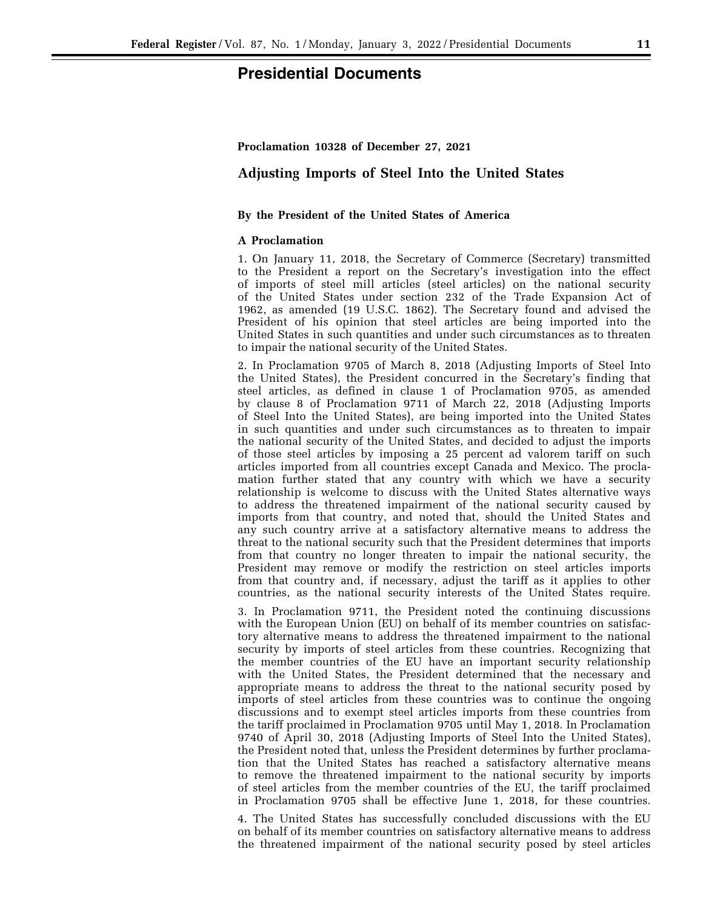# Presidential Documents

**Proclamation 10328 of December 27, 2021**

## Adjusting Imports of Steel Into the United States

**By the President of the United States of America**

**A Proclamation**

1. On January 11, 2018, the Secretary of Commerce (Secretary) transmitted to the President a report on the Secretary's investigation into the effect of imports of steel mill articles (steel articles) on the national security of the United States under section 232 of the Trade Expansion Act of 1962, as amended (19 U.S.C. 1862). The Secretary found and advised the President of his opinion that steel articles are being imported into the United States in such quantities and under such circumstances as to threaten to impair the national security of the United States.

2. In Proclamation 9705 of March 8, 2018 (Adjusting Imports of Steel Into the United States), the President concurred in the Secretary's finding that steel articles, as defined in clause 1 of Proclamation 9705, as amended by clause 8 of Proclamation 9711 of March 22, 2018 (Adjusting Imports of Steel Into the United States), are being imported into the United States in such quantities and under such circumstances as to threaten to impair the national security of the United States, and decided to adjust the imports of those steel articles by imposing a 25 percent ad valorem tariff on such articles imported from all countries except Canada and Mexico. The proclamation further stated that any country with which we have a security relationship is welcome to discuss with the United States alternative ways to address the threatened impairment of the national security caused by imports from that country, and noted that, should the United States and any such country arrive at a satisfactory alternative means to address the threat to the national security such that the President determines that imports from that country no longer threaten to impair the national security, the President may remove or modify the restriction on steel articles imports from that country and, if necessary, adjust the tariff as it applies to other countries, as the national security interests of the United States require.

3. In Proclamation 9711, the President noted the continuing discussions with the European Union (EU) on behalf of its member countries on satisfactory alternative means to address the threatened impairment to the national security by imports of steel articles from these countries. Recognizing that the member countries of the EU have an important security relationship with the United States, the President determined that the necessary and appropriate means to address the threat to the national security posed by imports of steel articles from these countries was to continue the ongoing discussions and to exempt steel articles imports from these countries from the tariff proclaimed in Proclamation 9705 until May 1, 2018. In Proclamation 9740 of April 30, 2018 (Adjusting Imports of Steel Into the United States), the President noted that, unless the President determines by further proclamation that the United States has reached a satisfactory alternative means to remove the threatened impairment to the national security by imports of steel articles from the member countries of the EU, the tariff proclaimed in Proclamation 9705 shall be effective June 1, 2018, for these countries.

4. The United States has successfully concluded discussions with the EU on behalf of its member countries on satisfactory alternative means to address the threatened impairment of the national security posed by steel articles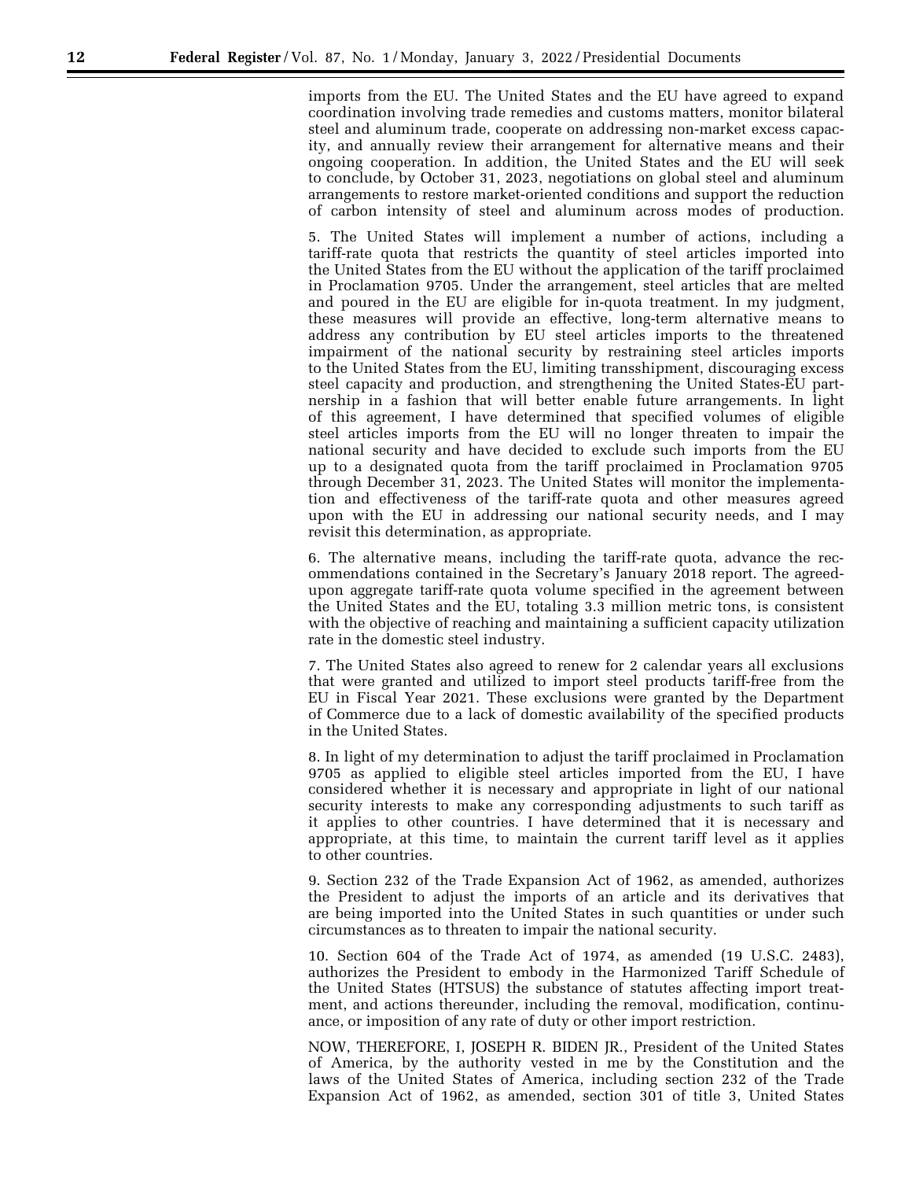imports from the EU. The United States and the EU have agreed to expand coordination involving trade remedies and customs matters, monitor bilateral steel and aluminum trade, cooperate on addressing non-market excess capacity, and annually review their arrangement for alternative means and their ongoing cooperation. In addition, the United States and the EU will seek to conclude, by October 31, 2023, negotiations on global steel and aluminum arrangements to restore market-oriented conditions and support the reduction of carbon intensity of steel and aluminum across modes of production.

5. The United States will implement a number of actions, including a tariff-rate quota that restricts the quantity of steel articles imported into the United States from the EU without the application of the tariff proclaimed in Proclamation 9705. Under the arrangement, steel articles that are melted and poured in the EU are eligible for in-quota treatment. In my judgment, these measures will provide an effective, long-term alternative means to address any contribution by EU steel articles imports to the threatened impairment of the national security by restraining steel articles imports to the United States from the EU, limiting transshipment, discouraging excess steel capacity and production, and strengthening the United States-EU partnership in a fashion that will better enable future arrangements. In light of this agreement, I have determined that specified volumes of eligible steel articles imports from the EU will no longer threaten to impair the national security and have decided to exclude such imports from the EU up to a designated quota from the tariff proclaimed in Proclamation 9705 through December 31, 2023. The United States will monitor the implementation and effectiveness of the tariff-rate quota and other measures agreed upon with the EU in addressing our national security needs, and I may revisit this determination, as appropriate.

6. The alternative means, including the tariff-rate quota, advance the recommendations contained in the Secretary's January 2018 report. The agreed-upon aggregate tariff-rate quota volume specified in the agreement between the United States and the EU, totaling 3.3 million metric tons, is consistent with the objective of reaching and maintaining a sufficient capacity utilization rate in the domestic steel industry.

7. The United States also agreed to renew for 2 calendar years all exclusions that were granted and utilized to import steel products tariff-free from the EU in Fiscal Year 2021. These exclusions were granted by the Department of Commerce due to a lack of domestic availability of the specified products in the United States.

8. In light of my determination to adjust the tariff proclaimed in Proclamation 9705 as applied to eligible steel articles imported from the EU, I have considered whether it is necessary and appropriate in light of our national security interests to make any corresponding adjustments to such tariff as it applies to other countries. I have determined that it is necessary and appropriate, at this time, to maintain the current tariff level as it applies to other countries.

9. Section 232 of the Trade Expansion Act of 1962, as amended, authorizes the President to adjust the imports of an article and its derivatives that are being imported into the United States in such quantities or under such circumstances as to threaten to impair the national security.

10. Section 604 of the Trade Act of 1974, as amended (19 U.S.C. 2483), authorizes the President to embody in the Harmonized Tariff Schedule of the United States (HTSUS) the substance of statutes affecting import treatment, and actions thereunder, including the removal, modification, continuance, or imposition of any rate of duty or other import restriction.

NOW, THEREFORE, I, JOSEPH R. BIDEN JR., President of the United States of America, by the authority vested in me by the Constitution and the laws of the United States of America, including section 232 of the Trade Expansion Act of 1962, as amended, section 301 of title 3, United States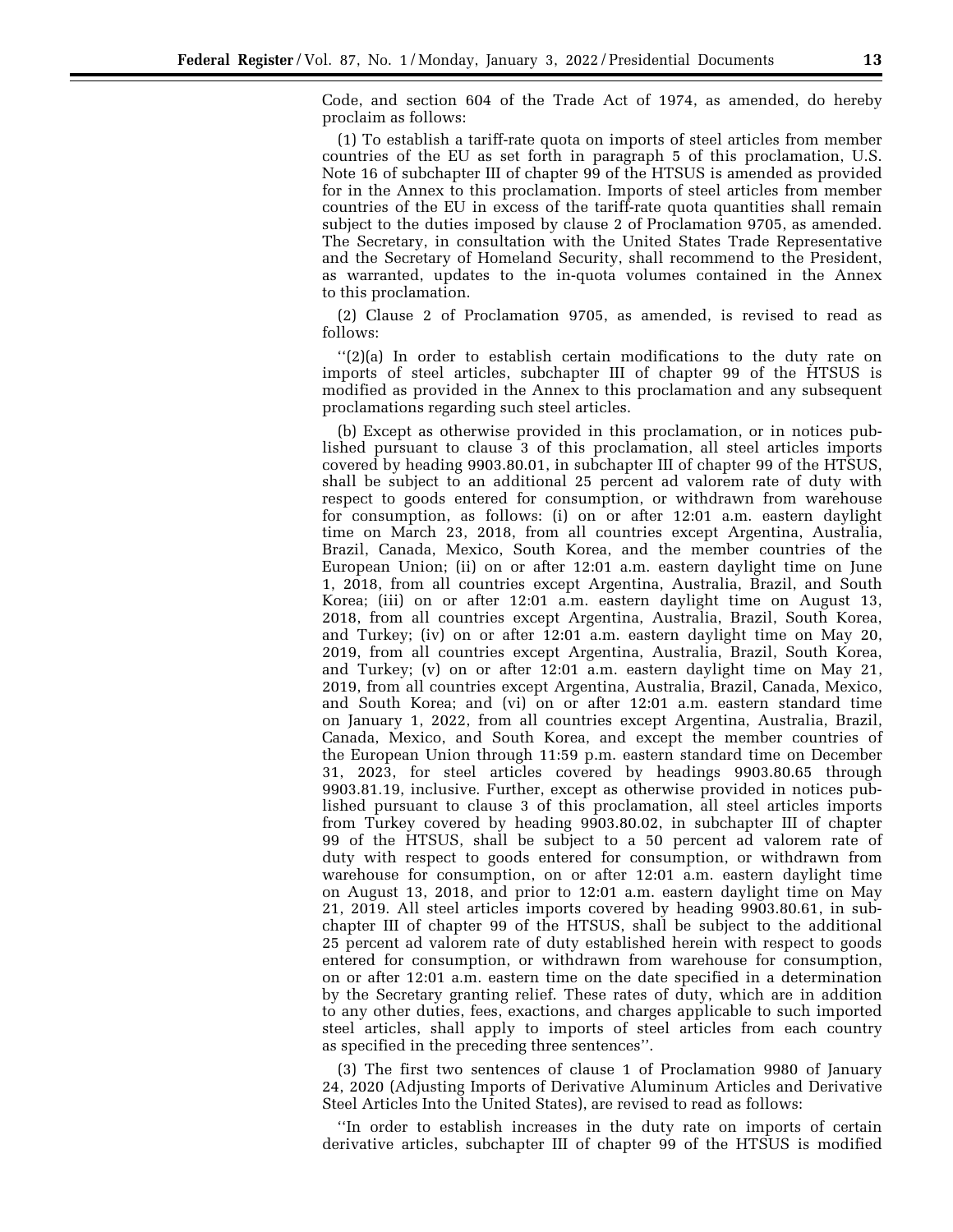Code, and section 604 of the Trade Act of 1974, as amended, do hereby proclaim as follows:

(1) To establish a tariff-rate quota on imports of steel articles from member countries of the EU as set forth in paragraph 5 of this proclamation, U.S. Note 16 of subchapter III of chapter 99 of the HTSUS is amended as provided for in the Annex to this proclamation. Imports of steel articles from member countries of the EU in excess of the tariff-rate quota quantities shall remain subject to the duties imposed by clause 2 of Proclamation 9705, as amended. The Secretary, in consultation with the United States Trade Representative and the Secretary of Homeland Security, shall recommend to the President, as warranted, updates to the in-quota volumes contained in the Annex to this proclamation.

(2) Clause 2 of Proclamation 9705, as amended, is revised to read as follows:

''(2)(a) In order to establish certain modifications to the duty rate on imports of steel articles, subchapter III of chapter 99 of the HTSUS is modified as provided in the Annex to this proclamation and any subsequent proclamations regarding such steel articles.

(b) Except as otherwise provided in this proclamation, or in notices published pursuant to clause 3 of this proclamation, all steel articles imports covered by heading 9903.80.01, in subchapter III of chapter 99 of the HTSUS, shall be subject to an additional 25 percent ad valorem rate of duty with respect to goods entered for consumption, or withdrawn from warehouse for consumption, as follows: (i) on or after 12:01 a.m. eastern daylight time on March 23, 2018, from all countries except Argentina, Australia, Brazil, Canada, Mexico, South Korea, and the member countries of the European Union; (ii) on or after 12:01 a.m. eastern daylight time on June 1, 2018, from all countries except Argentina, Australia, Brazil, and South Korea; (iii) on or after 12:01 a.m. eastern daylight time on August 13, 2018, from all countries except Argentina, Australia, Brazil, South Korea, and Turkey; (iv) on or after 12:01 a.m. eastern daylight time on May 20, 2019, from all countries except Argentina, Australia, Brazil, South Korea, and Turkey; (v) on or after 12:01 a.m. eastern daylight time on May 21, 2019, from all countries except Argentina, Australia, Brazil, Canada, Mexico, and South Korea; and (vi) on or after 12:01 a.m. eastern standard time on January 1, 2022, from all countries except Argentina, Australia, Brazil, Canada, Mexico, and South Korea, and except the member countries of the European Union through 11:59 p.m. eastern standard time on December 31, 2023, for steel articles covered by headings 9903.80.65 through 9903.81.19, inclusive. Further, except as otherwise provided in notices published pursuant to clause 3 of this proclamation, all steel articles imports from Turkey covered by heading 9903.80.02, in subchapter III of chapter 99 of the HTSUS, shall be subject to a 50 percent ad valorem rate of duty with respect to goods entered for consumption, or withdrawn from warehouse for consumption, on or after 12:01 a.m. eastern daylight time on August 13, 2018, and prior to 12:01 a.m. eastern daylight time on May 21, 2019. All steel articles imports covered by heading 9903.80.61, in subchapter III of chapter 99 of the HTSUS, shall be subject to the additional 25 percent ad valorem rate of duty established herein with respect to goods entered for consumption, or withdrawn from warehouse for consumption, on or after 12:01 a.m. eastern time on the date specified in a determination by the Secretary granting relief. These rates of duty, which are in addition to any other duties, fees, exactions, and charges applicable to such imported steel articles, shall apply to imports of steel articles from each country as specified in the preceding three sentences''.

(3) The first two sentences of clause 1 of Proclamation 9980 of January 24, 2020 (Adjusting Imports of Derivative Aluminum Articles and Derivative Steel Articles Into the United States), are revised to read as follows:

''In order to establish increases in the duty rate on imports of certain derivative articles, subchapter III of chapter 99 of the HTSUS is modified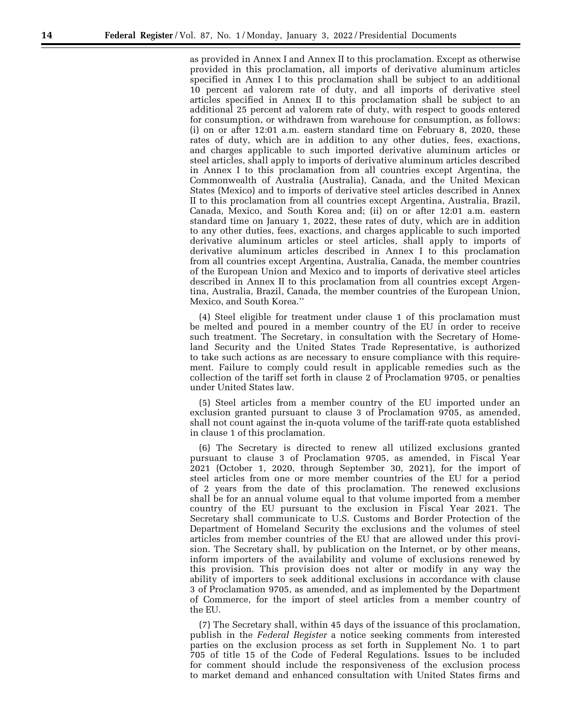as provided in Annex I and Annex II to this proclamation. Except as otherwise provided in this proclamation, all imports of derivative aluminum articles specified in Annex I to this proclamation shall be subject to an additional 10 percent ad valorem rate of duty, and all imports of derivative steel articles specified in Annex II to this proclamation shall be subject to an additional 25 percent ad valorem rate of duty, with respect to goods entered for consumption, or withdrawn from warehouse for consumption, as follows: (i) on or after 12:01 a.m. eastern standard time on February 8, 2020, these rates of duty, which are in addition to any other duties, fees, exactions, and charges applicable to such imported derivative aluminum articles or steel articles, shall apply to imports of derivative aluminum articles described in Annex I to this proclamation from all countries except Argentina, the Commonwealth of Australia (Australia), Canada, and the United Mexican States (Mexico) and to imports of derivative steel articles described in Annex II to this proclamation from all countries except Argentina, Australia, Brazil, Canada, Mexico, and South Korea and; (ii) on or after 12:01 a.m. eastern standard time on January 1, 2022, these rates of duty, which are in addition to any other duties, fees, exactions, and charges applicable to such imported derivative aluminum articles or steel articles, shall apply to imports of derivative aluminum articles described in Annex I to this proclamation from all countries except Argentina, Australia, Canada, the member countries of the European Union and Mexico and to imports of derivative steel articles described in Annex II to this proclamation from all countries except Argentina, Australia, Brazil, Canada, the member countries of the European Union, Mexico, and South Korea.''

(4) Steel eligible for treatment under clause 1 of this proclamation must be melted and poured in a member country of the EU in order to receive such treatment. The Secretary, in consultation with the Secretary of Homeland Security and the United States Trade Representative, is authorized to take such actions as are necessary to ensure compliance with this requirement. Failure to comply could result in applicable remedies such as the collection of the tariff set forth in clause 2 of Proclamation 9705, or penalties under United States law.

(5) Steel articles from a member country of the EU imported under an exclusion granted pursuant to clause 3 of Proclamation 9705, as amended, shall not count against the in-quota volume of the tariff-rate quota established in clause 1 of this proclamation.

(6) The Secretary is directed to renew all utilized exclusions granted pursuant to clause 3 of Proclamation 9705, as amended, in Fiscal Year 2021 (October 1, 2020, through September 30, 2021), for the import of steel articles from one or more member countries of the EU for a period of 2 years from the date of this proclamation. The renewed exclusions shall be for an annual volume equal to that volume imported from a member country of the EU pursuant to the exclusion in Fiscal Year 2021. The Secretary shall communicate to U.S. Customs and Border Protection of the Department of Homeland Security the exclusions and the volumes of steel articles from member countries of the EU that are allowed under this provision. The Secretary shall, by publication on the Internet, or by other means, inform importers of the availability and volume of exclusions renewed by this provision. This provision does not alter or modify in any way the ability of importers to seek additional exclusions in accordance with clause 3 of Proclamation 9705, as amended, and as implemented by the Department of Commerce, for the import of steel articles from a member country of the EU.

(7) The Secretary shall, within 45 days of the issuance of this proclamation, publish in the *Federal Register* a notice seeking comments from interested parties on the exclusion process as set forth in Supplement No. 1 to part 705 of title 15 of the Code of Federal Regulations. Issues to be included for comment should include the responsiveness of the exclusion process to market demand and enhanced consultation with United States firms and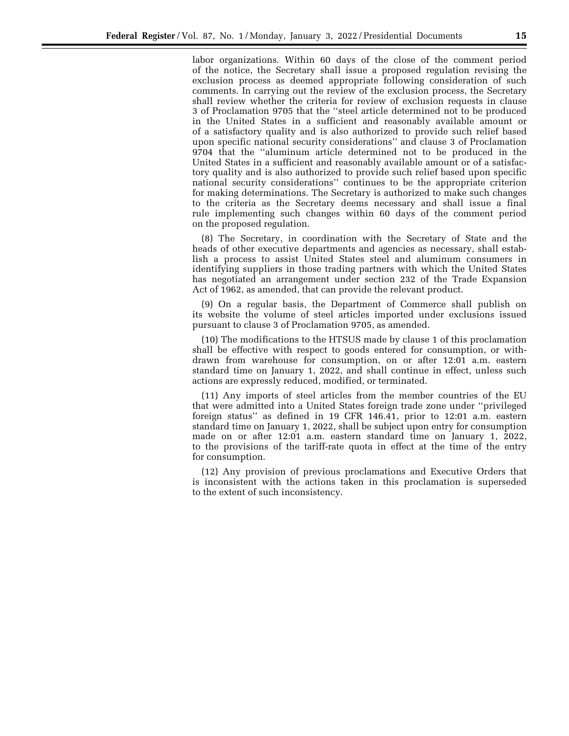labor organizations. Within 60 days of the close of the comment period of the notice, the Secretary shall issue a proposed regulation revising the exclusion process as deemed appropriate following consideration of such comments. In carrying out the review of the exclusion process, the Secretary shall review whether the criteria for review of exclusion requests in clause 3 of Proclamation 9705 that the ''steel article determined not to be produced in the United States in a sufficient and reasonably available amount or of a satisfactory quality and is also authorized to provide such relief based upon specific national security considerations'' and clause 3 of Proclamation 9704 that the ''aluminum article determined not to be produced in the United States in a sufficient and reasonably available amount or of a satisfactory quality and is also authorized to provide such relief based upon specific national security considerations'' continues to be the appropriate criterion for making determinations. The Secretary is authorized to make such changes to the criteria as the Secretary deems necessary and shall issue a final rule implementing such changes within 60 days of the comment period on the proposed regulation.

(8) The Secretary, in coordination with the Secretary of State and the heads of other executive departments and agencies as necessary, shall establish a process to assist United States steel and aluminum consumers in identifying suppliers in those trading partners with which the United States has negotiated an arrangement under section 232 of the Trade Expansion Act of 1962, as amended, that can provide the relevant product.

(9) On a regular basis, the Department of Commerce shall publish on its website the volume of steel articles imported under exclusions issued pursuant to clause 3 of Proclamation 9705, as amended.

(10) The modifications to the HTSUS made by clause 1 of this proclamation shall be effective with respect to goods entered for consumption, or withdrawn from warehouse for consumption, on or after 12:01 a.m. eastern standard time on January 1, 2022, and shall continue in effect, unless such actions are expressly reduced, modified, or terminated.

(11) Any imports of steel articles from the member countries of the EU that were admitted into a United States foreign trade zone under ''privileged foreign status'' as defined in 19 CFR 146.41, prior to 12:01 a.m. eastern standard time on January 1, 2022, shall be subject upon entry for consumption made on or after 12:01 a.m. eastern standard time on January 1, 2022, to the provisions of the tariff-rate quota in effect at the time of the entry for consumption.

(12) Any provision of previous proclamations and Executive Orders that is inconsistent with the actions taken in this proclamation is superseded to the extent of such inconsistency.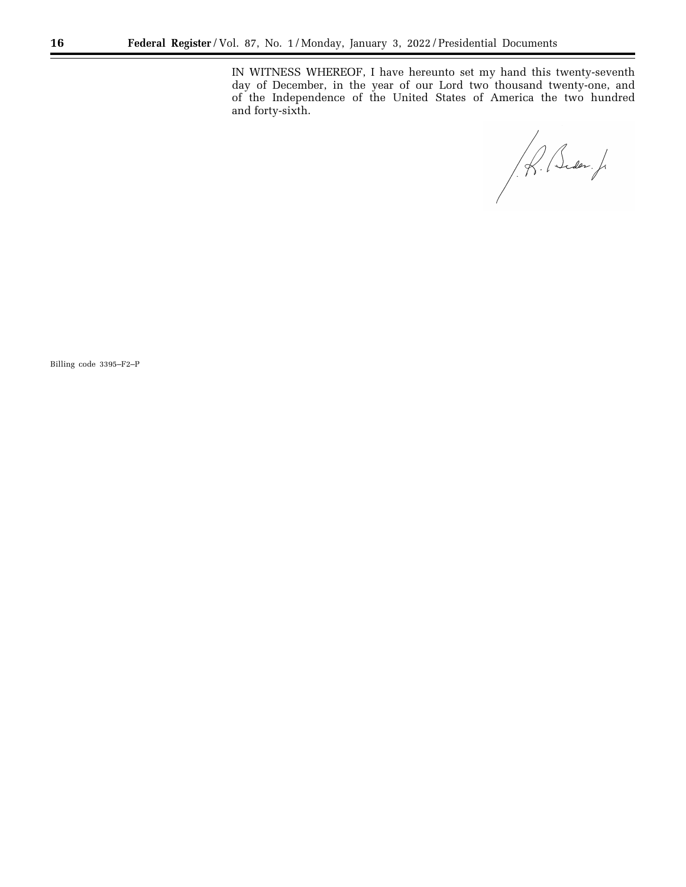IN WITNESS WHEREOF, I have hereunto set my hand this twenty-seventh day of December, in the year of our Lord two thousand twenty-one, and of the Independence of the United States of America the two hundred and forty-sixth.

Billing code 3395–F2–P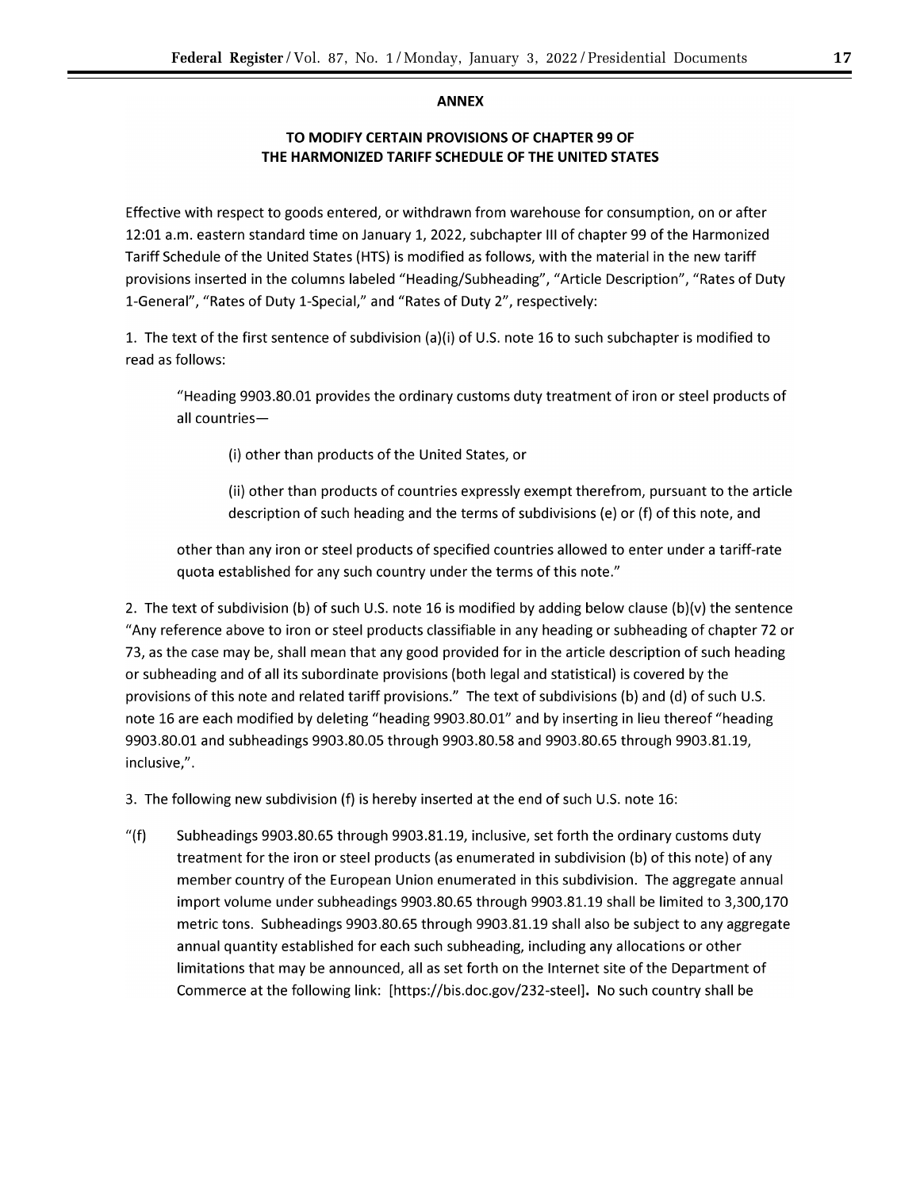## ANNEX

### TO MODIFY CERTAIN PROVISIONS OF CHAPTER 99 OF THE HARMONIZED TARIFF SCHEDULE OF THE UNITED STATES

Effective with respect to goods entered, or withdrawn from warehouse for consumption, on or after 12:01 a.m. eastern standard time on January 1, 2022, subchapter III of chapter 99 of the Harmonized Tariff Schedule of the United States (HTS) is modified as follows, with the material in the new tariff provisions inserted in the columns labeled "Heading/Subheading", "Article Description", "Rates of Duty 1-General", "Rates of Duty 1-Special," and "Rates of Duty 2", respectively:

1. The text of the first sentence of subdivision (a)(i) of U.S. note 16 to such subchapter is modified to read as follows:

> "Heading 9903.80.01 provides the ordinary customs duty treatment of iron or steel products of all countries—
>
> > (i) other than products of the United States, or
> >
> > (ii) other than products of countries expressly exempt therefrom, pursuant to the article description of such heading and the terms of subdivisions (e) or (f) of this note, and
>
> other than any iron or steel products of specified countries allowed to enter under a tariff-rate quota established for any such country under the terms of this note."

2. The text of subdivision (b) of such U.S. note 16 is modified by adding below clause (b)(v) the sentence "Any reference above to iron or steel products classifiable in any heading or subheading of chapter 72 or 73, as the case may be, shall mean that any good provided for in the article description of such heading or subheading and of all its subordinate provisions (both legal and statistical) is covered by the provisions of this note and related tariff provisions." The text of subdivisions (b) and (d) of such U.S. note 16 are each modified by deleting "heading 9903.80.01" and by inserting in lieu thereof "heading 9903.80.01 and subheadings 9903.80.05 through 9903.80.58 and 9903.80.65 through 9903.81.19, inclusive,".

3. The following new subdivision (f) is hereby inserted at the end of such U.S. note 16:

"(f) Subheadings 9903.80.65 through 9903.81.19, inclusive, set forth the ordinary customs duty treatment for the iron or steel products (as enumerated in subdivision (b) of this note) of any member country of the European Union enumerated in this subdivision. The aggregate annual import volume under subheadings 9903.80.65 through 9903.81.19 shall be limited to 3,300,170 metric tons. Subheadings 9903.80.65 through 9903.81.19 shall also be subject to any aggregate annual quantity established for each such subheading, including any allocations or other limitations that may be announced, all as set forth on the Internet site of the Department of Commerce at the following link: [https://bis.doc.gov/232-steel]. No such country shall be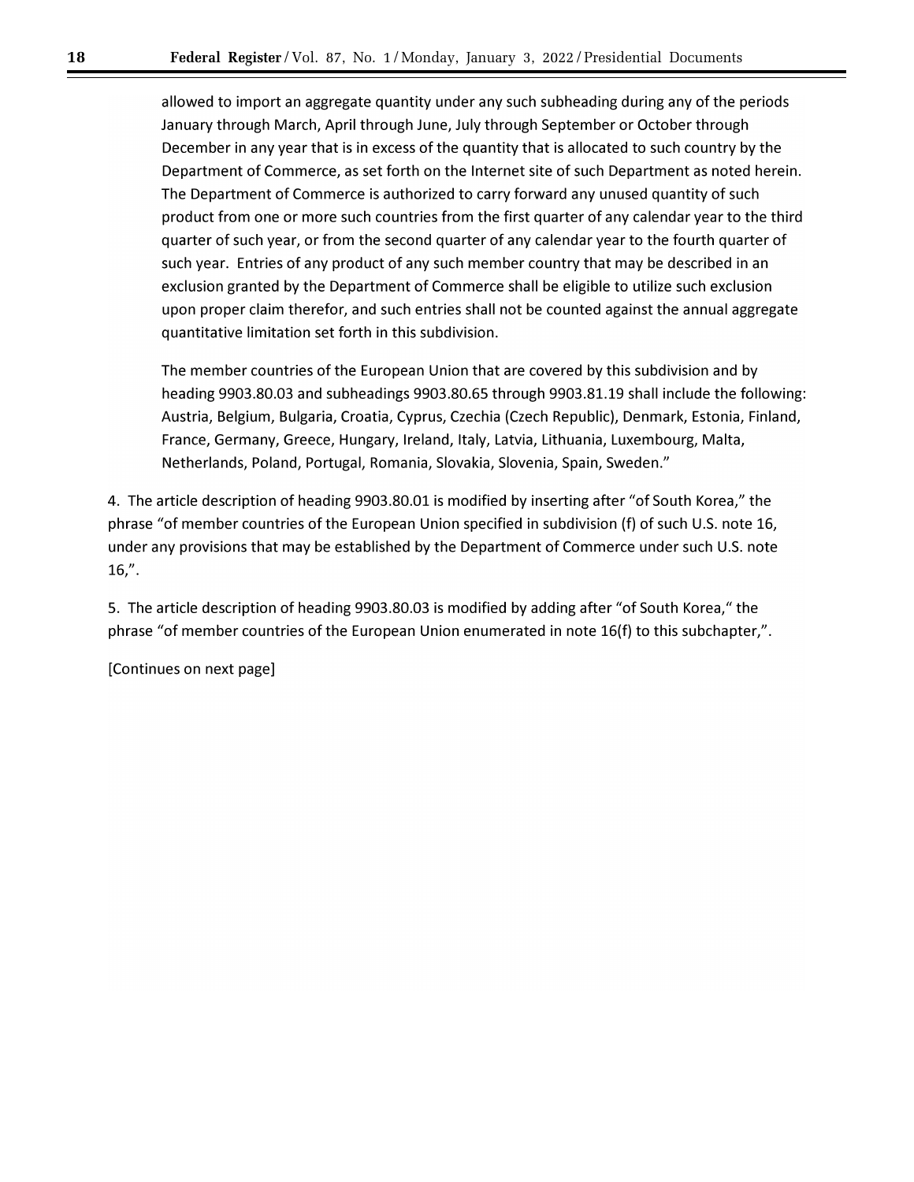allowed to import an aggregate quantity under any such subheading during any of the periods January through March, April through June, July through September or October through December in any year that is in excess of the quantity that is allocated to such country by the Department of Commerce, as set forth on the Internet site of such Department as noted herein. The Department of Commerce is authorized to carry forward any unused quantity of such product from one or more such countries from the first quarter of any calendar year to the third quarter of such year, or from the second quarter of any calendar year to the fourth quarter of such year. Entries of any product of any such member country that may be described in an exclusion granted by the Department of Commerce shall be eligible to utilize such exclusion upon proper claim therefor, and such entries shall not be counted against the annual aggregate quantitative limitation set forth in this subdivision.

The member countries of the European Union that are covered by this subdivision and by heading 9903.80.03 and subheadings 9903.80.65 through 9903.81.19 shall include the following: Austria, Belgium, Bulgaria, Croatia, Cyprus, Czechia (Czech Republic), Denmark, Estonia, Finland, France, Germany, Greece, Hungary, Ireland, Italy, Latvia, Lithuania, Luxembourg, Malta, Netherlands, Poland, Portugal, Romania, Slovakia, Slovenia, Spain, Sweden."

4. The article description of heading 9903.80.01 is modified by inserting after "of South Korea," the phrase "of member countries of the European Union specified in subdivision (f) of such U.S. note 16, under any provisions that may be established by the Department of Commerce under such U.S. note 16,".

5. The article description of heading 9903.80.03 is modified by adding after "of South Korea," the phrase "of member countries of the European Union enumerated in note 16(f) to this subchapter,".

[Continues on next page]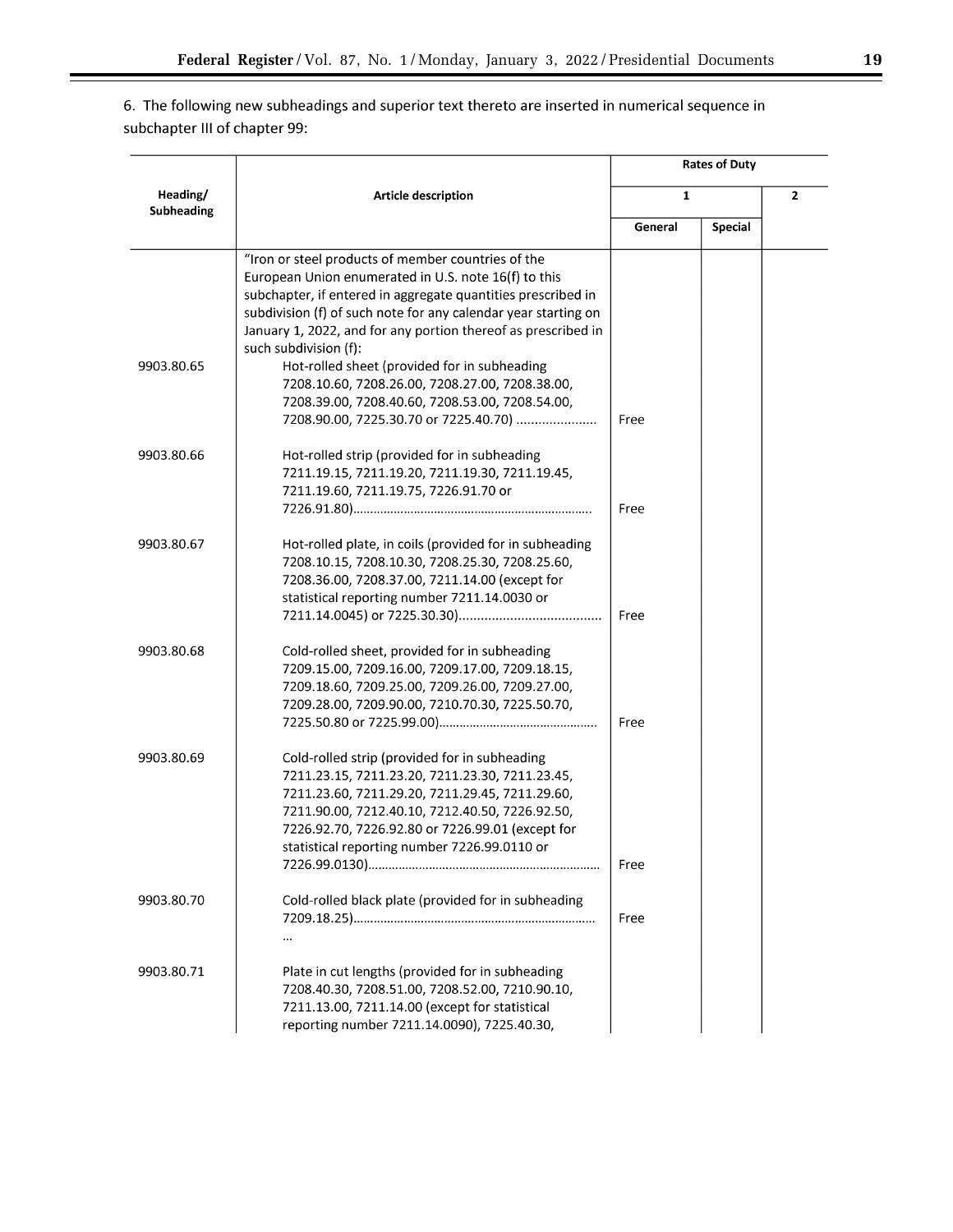6. The following new subheadings and superior text thereto are inserted in numerical sequence in subchapter III of chapter 99:

| Heading/ Subheading | Article description | Rates of Duty | | |
|---|---|---|---|---|
| | | 1 | | 2 |
| | | General | Special | |
| | "Iron or steel products of member countries of the European Union enumerated in U.S. note 16(f) to this subchapter, if entered in aggregate quantities prescribed in subdivision (f) of such note for any calendar year starting on January 1, 2022, and for any portion thereof as prescribed in such subdivision (f): | | | |
| 9903.80.65 | Hot-rolled sheet (provided for in subheading 7208.10.60, 7208.26.00, 7208.27.00, 7208.38.00, 7208.39.00, 7208.40.60, 7208.53.00, 7208.54.00, 7208.90.00, 7225.30.70 or 7225.40.70) ...................... | Free | | |
| 9903.80.66 | Hot-rolled strip (provided for in subheading 7211.19.15, 7211.19.20, 7211.19.30, 7211.19.45, 7211.19.60, 7211.19.75, 7226.91.70 or 7226.91.80)...................................................................... | Free | | |
| 9903.80.67 | Hot-rolled plate, in coils (provided for in subheading 7208.10.15, 7208.10.30, 7208.25.30, 7208.25.60, 7208.36.00, 7208.37.00, 7211.14.00 (except for statistical reporting number 7211.14.0030 or 7211.14.0045) or 7225.30.30)....................................... | Free | | |
| 9903.80.68 | Cold-rolled sheet, provided for in subheading 7209.15.00, 7209.16.00, 7209.17.00, 7209.18.15, 7209.18.60, 7209.25.00, 7209.26.00, 7209.27.00, 7209.28.00, 7209.90.00, 7210.70.30, 7225.50.70, 7225.50.80 or 7225.99.00).............................................. | Free | | |
| 9903.80.69 | Cold-rolled strip (provided for in subheading 7211.23.15, 7211.23.20, 7211.23.30, 7211.23.45, 7211.23.60, 7211.29.20, 7211.29.45, 7211.29.60, 7211.90.00, 7212.40.10, 7212.40.50, 7226.92.50, 7226.92.70, 7226.92.80 or 7226.99.01 (except for statistical reporting number 7226.99.0110 or 7226.99.0130).................................................................... | Free | | |
| 9903.80.70 | Cold-rolled black plate (provided for in subheading 7209.18.25)...................................................................... | Free | | |
| | ... | | | |
| 9903.80.71 | Plate in cut lengths (provided for in subheading 7208.40.30, 7208.51.00, 7208.52.00, 7210.90.10, 7211.13.00, 7211.14.00 (except for statistical reporting number 7211.14.0090), 7225.40.30, | | | |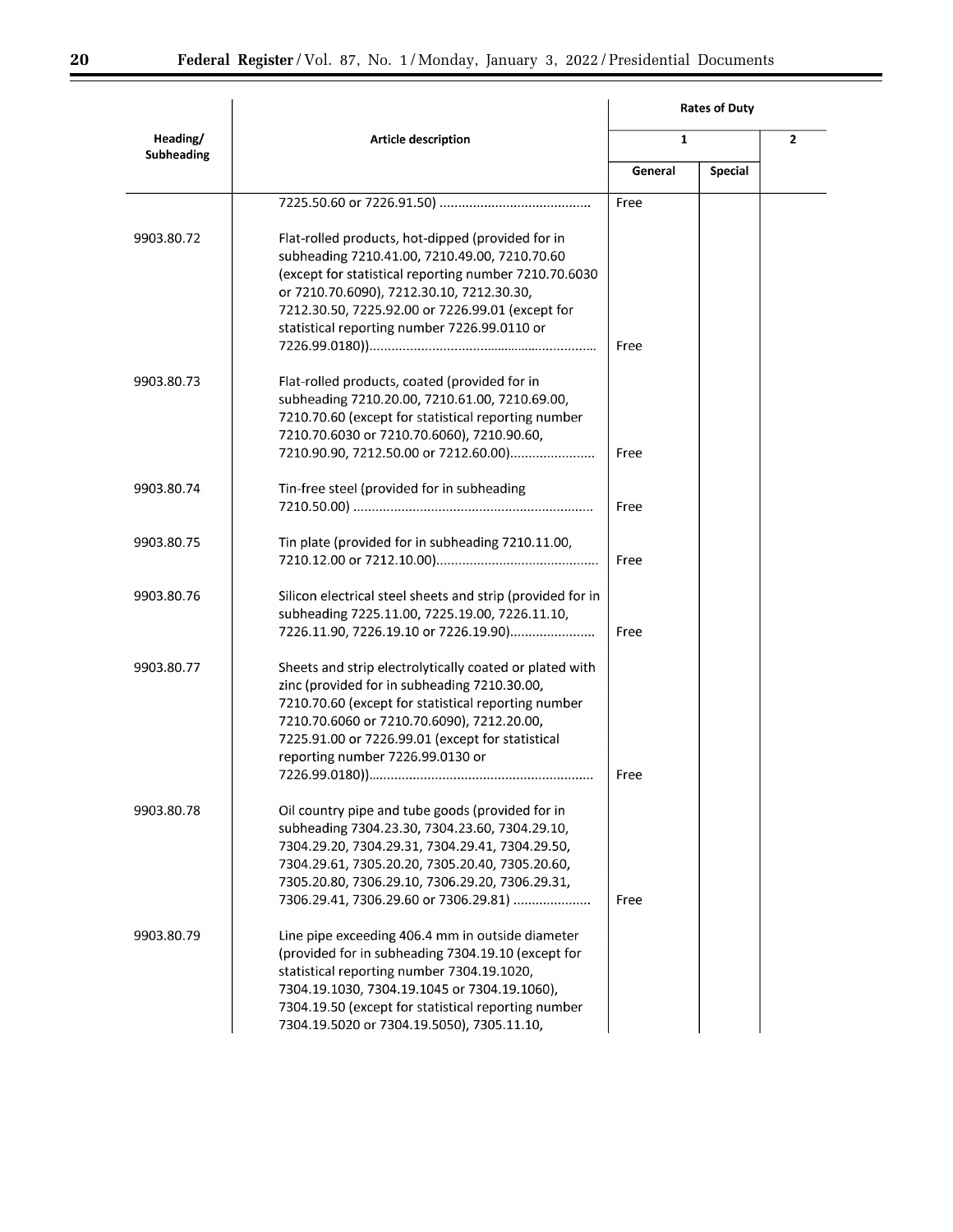| Heading/ Subheading | Article description | Rates of Duty | | |
|---|---|---|---|---|
| | | 1 | | 2 |
| | | General | Special | |
| | 7225.50.60 or 7226.91.50) ......................................... | Free | | |
| 9903.80.72 | Flat-rolled products, hot-dipped (provided for in subheading 7210.41.00, 7210.49.00, 7210.70.60 (except for statistical reporting number 7210.70.6030 or 7210.70.6090), 7212.30.10, 7212.30.30, 7212.30.50, 7225.92.00 or 7226.99.01 (except for statistical reporting number 7226.99.0110 or 7226.99.0180))............................................................ | Free | | |
| 9903.80.73 | Flat-rolled products, coated (provided for in subheading 7210.20.00, 7210.61.00, 7210.69.00, 7210.70.60 (except for statistical reporting number 7210.70.6030 or 7210.70.6060), 7210.90.60, 7210.90.90, 7212.50.00 or 7212.60.00)....................... | Free | | |
| 9903.80.74 | Tin-free steel (provided for in subheading 7210.50.00) ................................................................ | Free | | |
| 9903.80.75 | Tin plate (provided for in subheading 7210.11.00, 7210.12.00 or 7212.10.00)........................................... | Free | | |
| 9903.80.76 | Silicon electrical steel sheets and strip (provided for in subheading 7225.11.00, 7225.19.00, 7226.11.10, 7226.11.90, 7226.19.10 or 7226.19.90)...................... | Free | | |
| 9903.80.77 | Sheets and strip electrolytically coated or plated with zinc (provided for in subheading 7210.30.00, 7210.70.60 (except for statistical reporting number 7210.70.6060 or 7210.70.6090), 7212.20.00, 7225.91.00 or 7226.99.01 (except for statistical reporting number 7226.99.0130 or 7226.99.0180))............................................................ | Free | | |
| 9903.80.78 | Oil country pipe and tube goods (provided for in subheading 7304.23.30, 7304.23.60, 7304.29.10, 7304.29.20, 7304.29.31, 7304.29.41, 7304.29.50, 7304.29.61, 7305.20.20, 7305.20.40, 7305.20.60, 7305.20.80, 7306.29.10, 7306.29.20, 7306.29.31, 7306.29.41, 7306.29.60 or 7306.29.81) ..................... | Free | | |
| 9903.80.79 | Line pipe exceeding 406.4 mm in outside diameter (provided for in subheading 7304.19.10 (except for statistical reporting number 7304.19.1020, 7304.19.1030, 7304.19.1045 or 7304.19.1060), 7304.19.50 (except for statistical reporting number 7304.19.5020 or 7304.19.5050), 7305.11.10, | | | |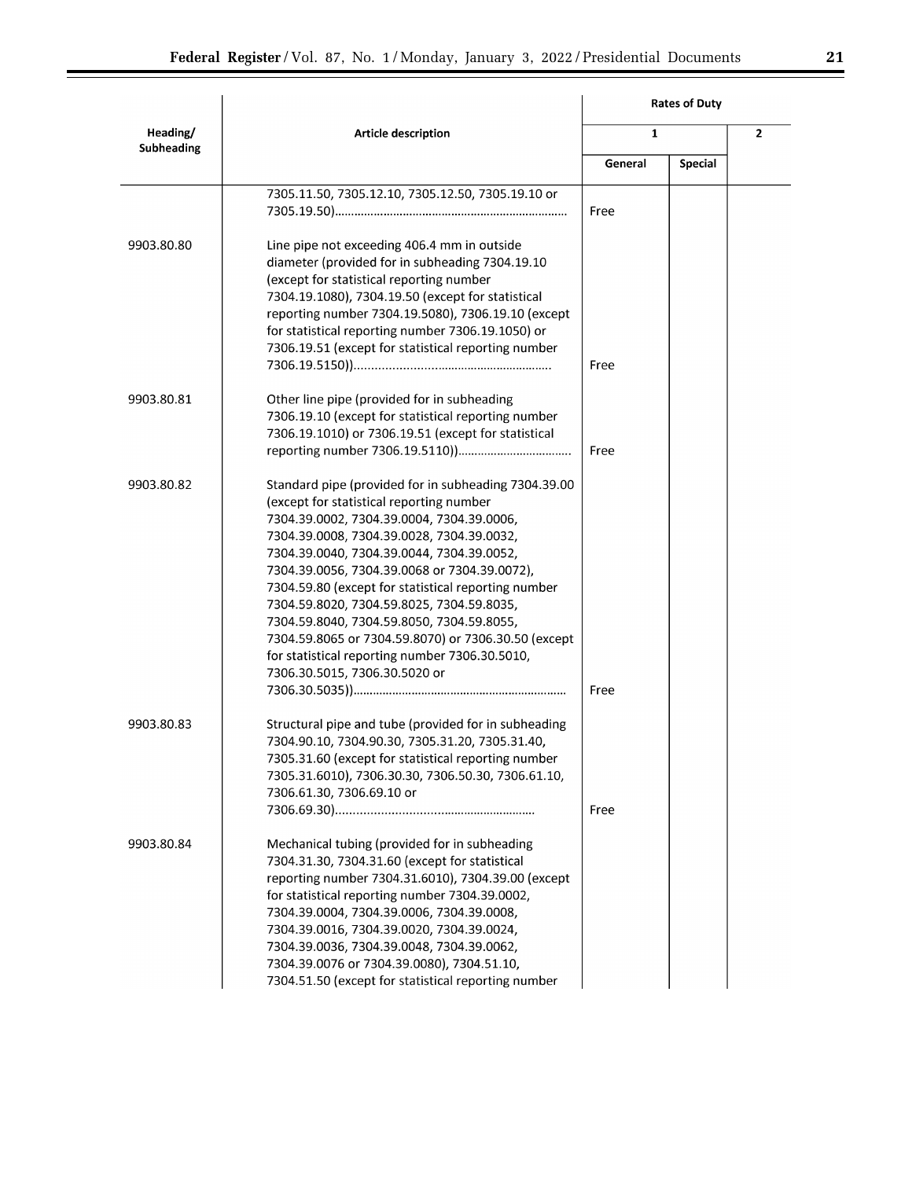| Heading/ Subheading | Article description | Rates of Duty | | |
|---|---|---|---|---|
| | | 1 | | 2 |
| | | General | Special | |
| | 7305.11.50, 7305.12.10, 7305.12.50, 7305.19.10 or 7305.19.50)........................................................................ | Free | | |
| 9903.80.80 | Line pipe not exceeding 406.4 mm in outside diameter (provided for in subheading 7304.19.10 (except for statistical reporting number 7304.19.1080), 7304.19.50 (except for statistical reporting number 7304.19.5080), 7306.19.10 (except for statistical reporting number 7306.19.1050) or 7306.19.51 (except for statistical reporting number 7306.19.5150))........................................................... | Free | | |
| 9903.80.81 | Other line pipe (provided for in subheading 7306.19.10 (except for statistical reporting number 7306.19.1010) or 7306.19.51 (except for statistical reporting number 7306.19.5110)).................................. | Free | | |
| 9903.80.82 | Standard pipe (provided for in subheading 7304.39.00 (except for statistical reporting number 7304.39.0002, 7304.39.0004, 7304.39.0006, 7304.39.0008, 7304.39.0028, 7304.39.0032, 7304.39.0040, 7304.39.0044, 7304.39.0052, 7304.39.0056, 7304.39.0068 or 7304.39.0072), 7304.59.80 (except for statistical reporting number 7304.59.8020, 7304.59.8025, 7304.59.8035, 7304.59.8040, 7304.59.8050, 7304.59.8055, 7304.59.8065 or 7304.59.8070) or 7306.30.50 (except for statistical reporting number 7306.30.5010, 7306.30.5015, 7306.30.5020 or 7306.30.5035))................................................................. | Free | | |
| 9903.80.83 | Structural pipe and tube (provided for in subheading 7304.90.10, 7304.90.30, 7305.31.20, 7305.31.40, 7305.31.60 (except for statistical reporting number 7305.31.6010), 7306.30.30, 7306.50.30, 7306.61.10, 7306.61.30, 7306.69.10 or 7306.69.30)........................................................... | Free | | |
| 9903.80.84 | Mechanical tubing (provided for in subheading 7304.31.30, 7304.31.60 (except for statistical reporting number 7304.31.6010), 7304.39.00 (except for statistical reporting number 7304.39.0002, 7304.39.0004, 7304.39.0006, 7304.39.0008, 7304.39.0016, 7304.39.0020, 7304.39.0024, 7304.39.0036, 7304.39.0048, 7304.39.0062, 7304.39.0076 or 7304.39.0080), 7304.51.10, 7304.51.50 (except for statistical reporting number | | | |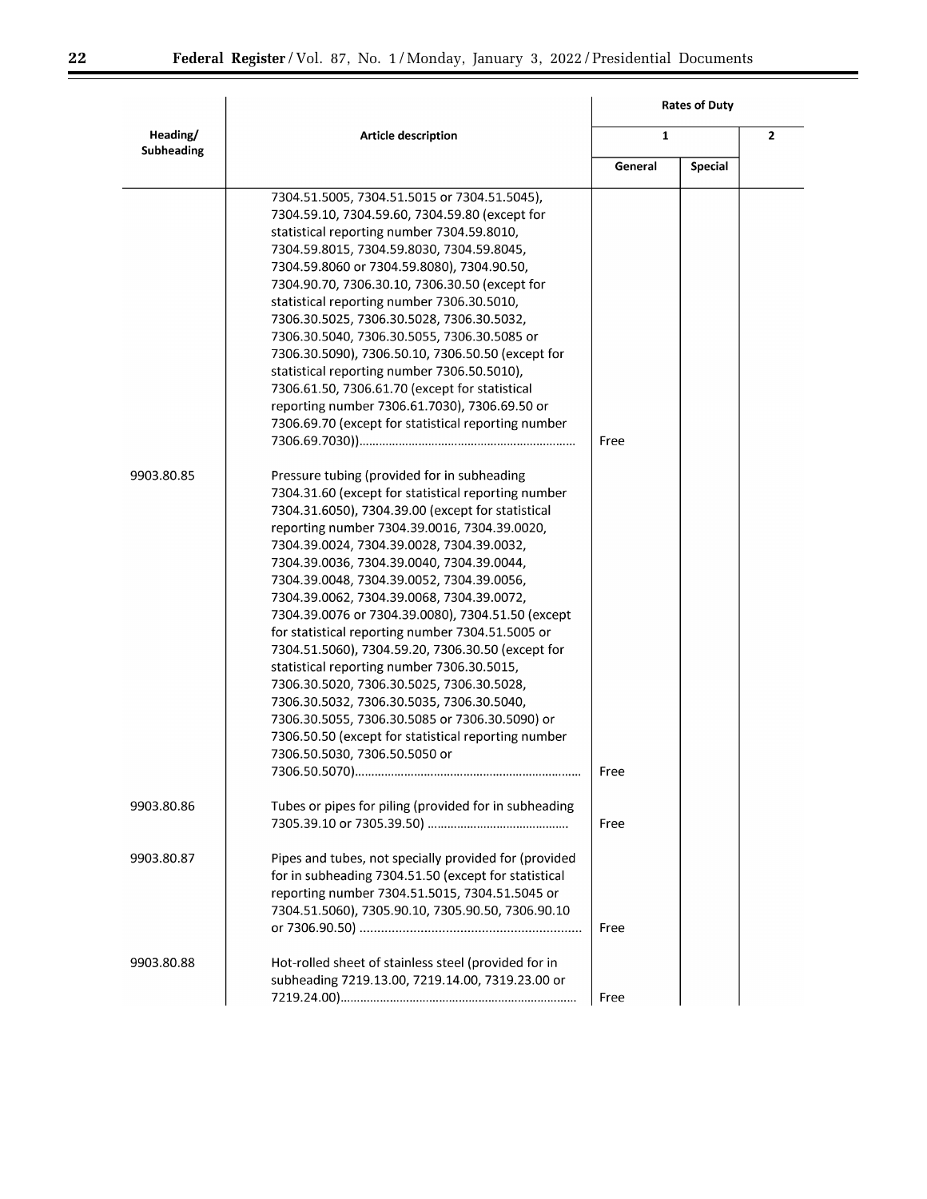| Heading/ Subheading | Article description | Rates of Duty | | |
|---|---|---|---|---|
| | | 1 | | 2 |
| | | General | Special | |
| | 7304.51.5005, 7304.51.5015 or 7304.51.5045), 7304.59.10, 7304.59.60, 7304.59.80 (except for statistical reporting number 7304.59.8010, 7304.59.8015, 7304.59.8030, 7304.59.8045, 7304.59.8060 or 7304.59.8080), 7304.90.50, 7304.90.70, 7306.30.10, 7306.30.50 (except for statistical reporting number 7306.30.5010, 7306.30.5025, 7306.30.5028, 7306.30.5032, 7306.30.5040, 7306.30.5055, 7306.30.5085 or 7306.30.5090), 7306.50.10, 7306.50.50 (except for statistical reporting number 7306.50.5010), 7306.61.50, 7306.61.70 (except for statistical reporting number 7306.61.7030), 7306.69.50 or 7306.69.70 (except for statistical reporting number 7306.69.7030)) | Free | | |
| 9903.80.85 | Pressure tubing (provided for in subheading 7304.31.60 (except for statistical reporting number 7304.31.6050), 7304.39.00 (except for statistical reporting number 7304.39.0016, 7304.39.0020, 7304.39.0024, 7304.39.0028, 7304.39.0032, 7304.39.0036, 7304.39.0040, 7304.39.0044, 7304.39.0048, 7304.39.0052, 7304.39.0056, 7304.39.0062, 7304.39.0068, 7304.39.0072, 7304.39.0076 or 7304.39.0080), 7304.51.50 (except for statistical reporting number 7304.51.5005 or 7304.51.5060), 7304.59.20, 7306.30.50 (except for statistical reporting number 7306.30.5015, 7306.30.5020, 7306.30.5025, 7306.30.5028, 7306.30.5032, 7306.30.5035, 7306.30.5040, 7306.30.5055, 7306.30.5085 or 7306.30.5090) or 7306.50.50 (except for statistical reporting number 7306.50.5030, 7306.50.5050 or 7306.50.5070) | Free | | |
| 9903.80.86 | Tubes or pipes for piling (provided for in subheading 7305.39.10 or 7305.39.50) | Free | | |
| 9903.80.87 | Pipes and tubes, not specially provided for (provided for in subheading 7304.51.50 (except for statistical reporting number 7304.51.5015, 7304.51.5045 or 7304.51.5060), 7305.90.10, 7305.90.50, 7306.90.10 or 7306.90.50) | Free | | |
| 9903.80.88 | Hot-rolled sheet of stainless steel (provided for in subheading 7219.13.00, 7219.14.00, 7319.23.00 or 7219.24.00) | Free | | |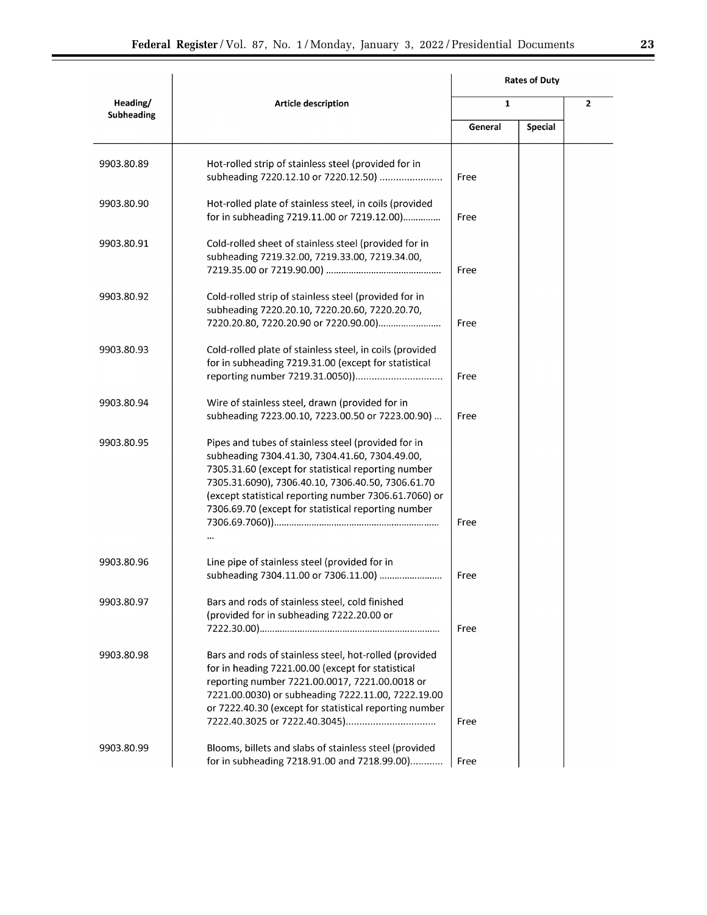| Heading/ Subheading | Article description | Rates of Duty | | |
|---|---|---|---|---|
| | | 1 | | 2 |
| | | General | Special | |
| 9903.80.89 | Hot-rolled strip of stainless steel (provided for in subheading 7220.12.10 or 7220.12.50) ........................ | Free | | |
| 9903.80.90 | Hot-rolled plate of stainless steel, in coils (provided for in subheading 7219.11.00 or 7219.12.00)............... | Free | | |
| 9903.80.91 | Cold-rolled sheet of stainless steel (provided for in subheading 7219.32.00, 7219.33.00, 7219.34.00, 7219.35.00 or 7219.90.00) ............................................. | Free | | |
| 9903.80.92 | Cold-rolled strip of stainless steel (provided for in subheading 7220.20.10, 7220.20.60, 7220.20.70, 7220.20.80, 7220.20.90 or 7220.90.00)......................... | Free | | |
| 9903.80.93 | Cold-rolled plate of stainless steel, in coils (provided for in subheading 7219.31.00 (except for statistical reporting number 7219.31.0050))................................ | Free | | |
| 9903.80.94 | Wire of stainless steel, drawn (provided for in subheading 7223.00.10, 7223.00.50 or 7223.00.90) ... | Free | | |
| 9903.80.95 | Pipes and tubes of stainless steel (provided for in subheading 7304.41.30, 7304.41.60, 7304.49.00, 7305.31.60 (except for statistical reporting number 7305.31.6090), 7306.40.10, 7306.40.50, 7306.61.70 (except statistical reporting number 7306.61.7060) or 7306.69.70 (except for statistical reporting number 7306.69.7060))................................................................. ... | Free | | |
| 9903.80.96 | Line pipe of stainless steel (provided for in subheading 7304.11.00 or 7306.11.00) ......................... | Free | | |
| 9903.80.97 | Bars and rods of stainless steel, cold finished (provided for in subheading 7222.20.00 or 7222.30.00)....................................................................... | Free | | |
| 9903.80.98 | Bars and rods of stainless steel, hot-rolled (provided for in heading 7221.00.00 (except for statistical reporting number 7221.00.0017, 7221.00.0018 or 7221.00.0030) or subheading 7222.11.00, 7222.19.00 or 7222.40.30 (except for statistical reporting number 7222.40.3025 or 7222.40.3045)................................. | Free | | |
| 9903.80.99 | Blooms, billets and slabs of stainless steel (provided for in subheading 7218.91.00 and 7218.99.00)............ | Free | | |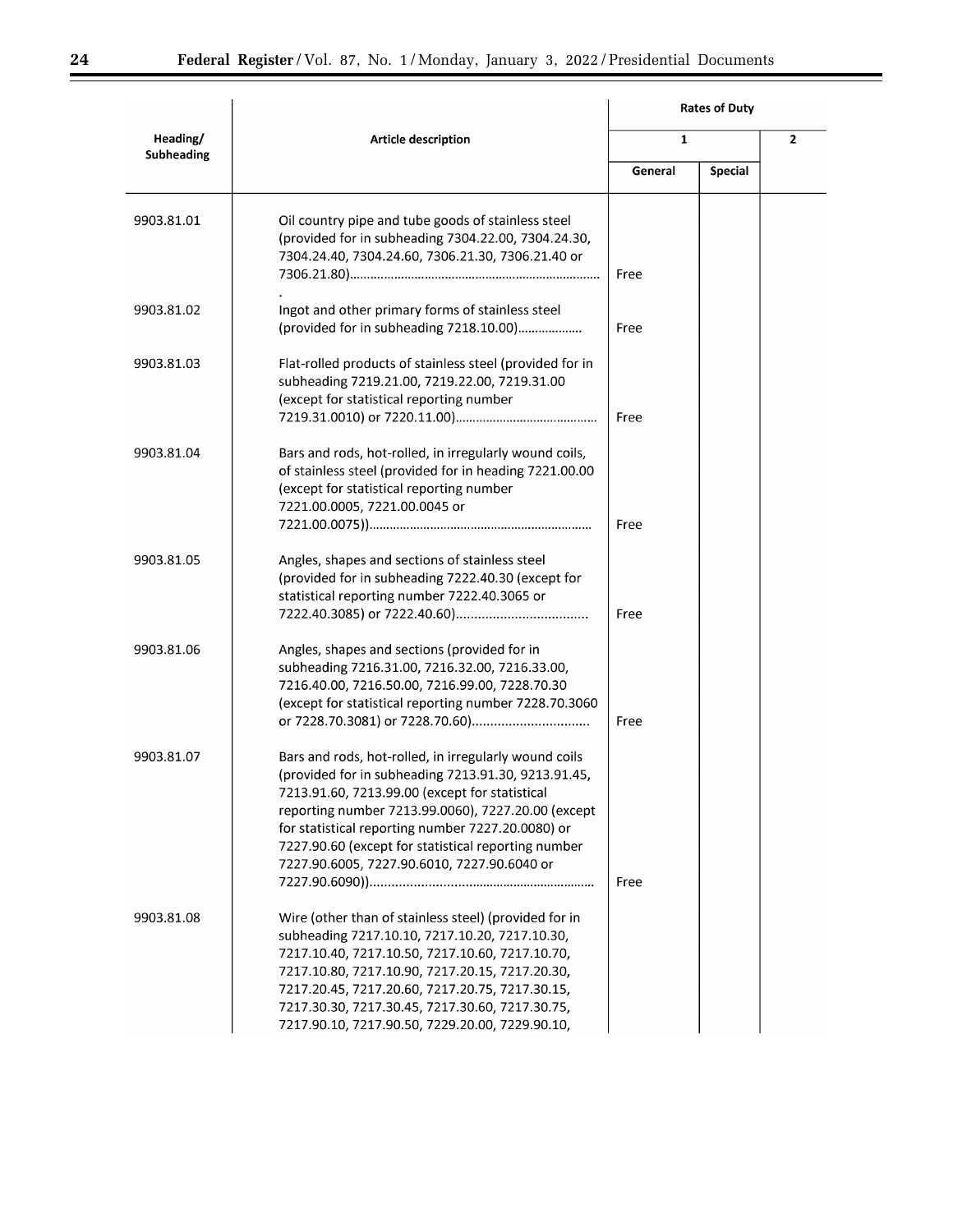| Heading/ Subheading | Article description | Rates of Duty | | |
|---|---|---|---|---|
| | | 1 | | 2 |
| | | General | Special | |
| 9903.81.01 | Oil country pipe and tube goods of stainless steel (provided for in subheading 7304.22.00, 7304.24.30, 7304.24.40, 7304.24.60, 7306.21.30, 7306.21.40 or 7306.21.80)........................................................................ | Free | | |
| 9903.81.02 | Ingot and other primary forms of stainless steel (provided for in subheading 7218.10.00).................. | Free | | |
| 9903.81.03 | Flat-rolled products of stainless steel (provided for in subheading 7219.21.00, 7219.22.00, 7219.31.00 (except for statistical reporting number 7219.31.0010) or 7220.11.00)......................................... | Free | | |
| 9903.81.04 | Bars and rods, hot-rolled, in irregularly wound coils, of stainless steel (provided for in heading 7221.00.00 (except for statistical reporting number 7221.00.0005, 7221.00.0045 or 7221.00.0075))................................................................ | Free | | |
| 9903.81.05 | Angles, shapes and sections of stainless steel (provided for in subheading 7222.40.30 (except for statistical reporting number 7222.40.3065 or 7222.40.3085) or 7222.40.60).................................... | Free | | |
| 9903.81.06 | Angles, shapes and sections (provided for in subheading 7216.31.00, 7216.32.00, 7216.33.00, 7216.40.00, 7216.50.00, 7216.99.00, 7228.70.30 (except for statistical reporting number 7228.70.3060 or 7228.70.3081) or 7228.70.60)................................ | Free | | |
| 9903.81.07 | Bars and rods, hot-rolled, in irregularly wound coils (provided for in subheading 7213.91.30, 9213.91.45, 7213.91.60, 7213.99.00 (except for statistical reporting number 7213.99.0060), 7227.20.00 (except for statistical reporting number 7227.20.0080) or 7227.90.60 (except for statistical reporting number 7227.90.6005, 7227.90.6010, 7227.90.6040 or 7227.90.6090))............................................................... | Free | | |
| 9903.81.08 | Wire (other than of stainless steel) (provided for in subheading 7217.10.10, 7217.10.20, 7217.10.30, 7217.10.40, 7217.10.50, 7217.10.60, 7217.10.70, 7217.10.80, 7217.10.90, 7217.20.15, 7217.20.30, 7217.20.45, 7217.20.60, 7217.20.75, 7217.30.15, 7217.30.30, 7217.30.45, 7217.30.60, 7217.30.75, 7217.90.10, 7217.90.50, 7229.20.00, 7229.90.10, | | | |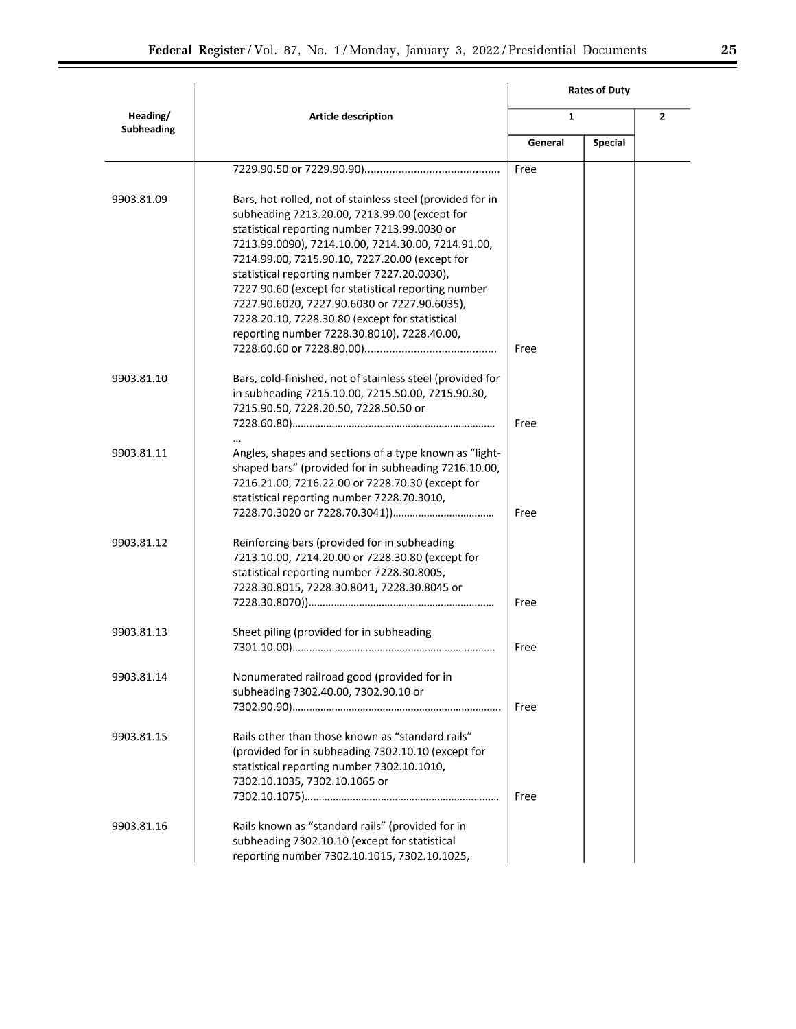| Heading/ Subheading | Article description | Rates of Duty | | |
|---|---|---|---|---|
| | | 1 | | 2 |
| | | General | Special | |
| | 7229.90.50 or 7229.90.90)............................................ | Free | | |
| 9903.81.09 | Bars, hot-rolled, not of stainless steel (provided for in subheading 7213.20.00, 7213.99.00 (except for statistical reporting number 7213.99.0030 or 7213.99.0090), 7214.10.00, 7214.30.00, 7214.91.00, 7214.99.00, 7215.90.10, 7227.20.00 (except for statistical reporting number 7227.20.0030), 7227.90.60 (except for statistical reporting number 7227.90.6020, 7227.90.6030 or 7227.90.6035), 7228.20.10, 7228.30.80 (except for statistical reporting number 7228.30.8010), 7228.40.00, 7228.60.60 or 7228.80.00)........................................... | Free | | |
| 9903.81.10 | Bars, cold-finished, not of stainless steel (provided for in subheading 7215.10.00, 7215.50.00, 7215.90.30, 7215.90.50, 7228.20.50, 7228.50.50 or 7228.60.80)...................................................................... | Free | | |
| | ... | | | |
| 9903.81.11 | Angles, shapes and sections of a type known as "light-shaped bars" (provided for in subheading 7216.10.00, 7216.21.00, 7216.22.00 or 7228.70.30 (except for statistical reporting number 7228.70.3010, 7228.70.3020 or 7228.70.3041))................................... | Free | | |
| 9903.81.12 | Reinforcing bars (provided for in subheading 7213.10.00, 7214.20.00 or 7228.30.80 (except for statistical reporting number 7228.30.8005, 7228.30.8015, 7228.30.8041, 7228.30.8045 or 7228.30.8070)).................................................................. | Free | | |
| 9903.81.13 | Sheet piling (provided for in subheading 7301.10.00)....................................................................... | Free | | |
| 9903.81.14 | Nonumerated railroad good (provided for in subheading 7302.40.00, 7302.90.10 or 7302.90.90)........................................................................ | Free | | |
| 9903.81.15 | Rails other than those known as "standard rails" (provided for in subheading 7302.10.10 (except for statistical reporting number 7302.10.1010, 7302.10.1035, 7302.10.1065 or 7302.10.1075)................................................................... | Free | | |
| 9903.81.16 | Rails known as "standard rails" (provided for in subheading 7302.10.10 (except for statistical reporting number 7302.10.1015, 7302.10.1025, | | | |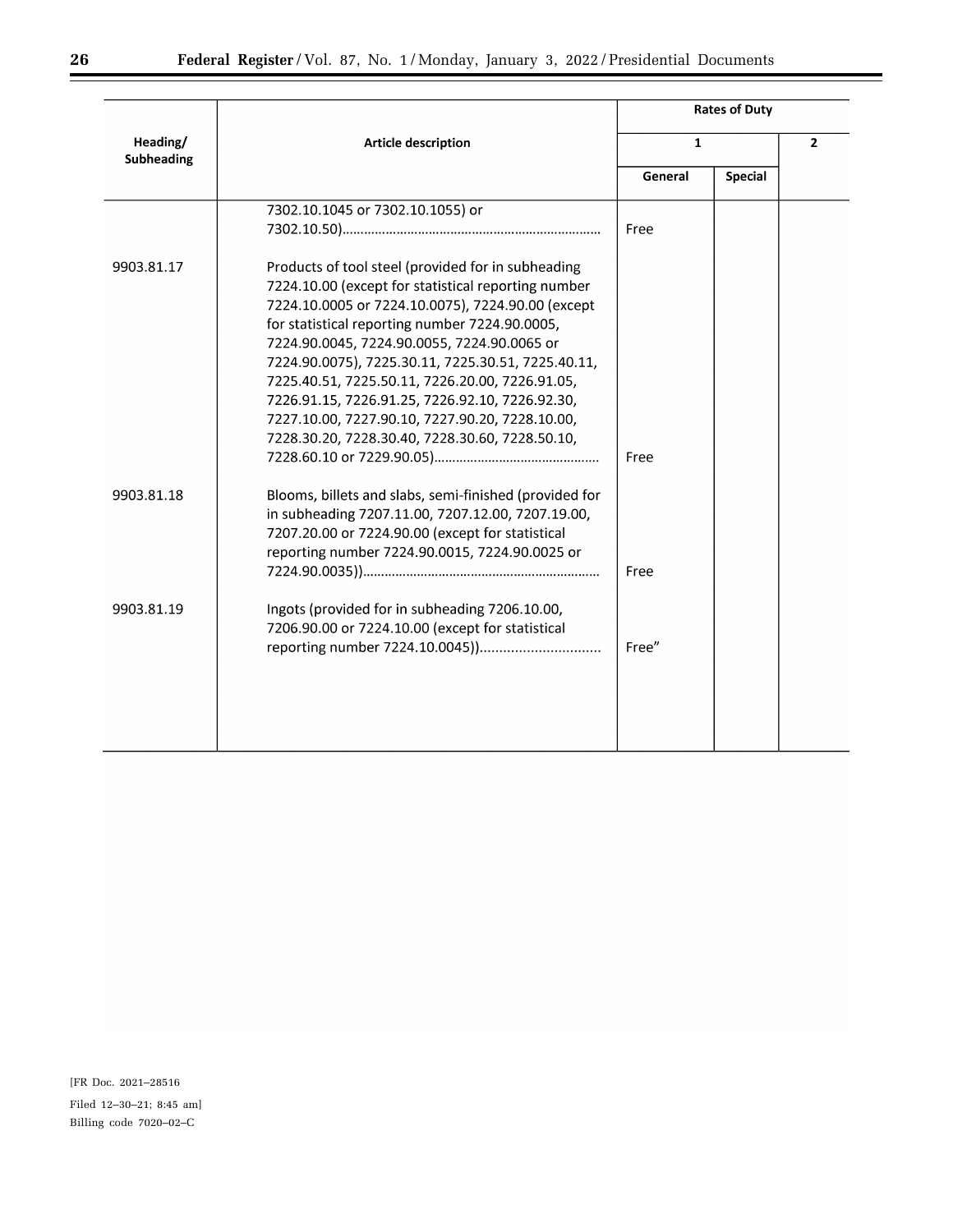| Heading/ Subheading | Article description | Rates of Duty | | |
|---|---|---|---|---|
| | | 1 | | 2 |
| | | General | Special | |
| | 7302.10.1045 or 7302.10.1055) or 7302.10.50)...................................................................... | Free | | |
| 9903.81.17 | Products of tool steel (provided for in subheading 7224.10.00 (except for statistical reporting number 7224.10.0005 or 7224.10.0075), 7224.90.00 (except for statistical reporting number 7224.90.0005, 7224.90.0045, 7224.90.0055, 7224.90.0065 or 7224.90.0075), 7225.30.11, 7225.30.51, 7225.40.11, 7225.40.51, 7225.50.11, 7226.20.00, 7226.91.05, 7226.91.15, 7226.91.25, 7226.92.10, 7226.92.30, 7227.10.00, 7227.90.10, 7227.90.20, 7228.10.00, 7228.30.20, 7228.30.40, 7228.30.60, 7228.50.10, 7228.60.10 or 7229.90.05)............................................. | Free | | |
| 9903.81.18 | Blooms, billets and slabs, semi-finished (provided for in subheading 7207.11.00, 7207.12.00, 7207.19.00, 7207.20.00 or 7224.90.00 (except for statistical reporting number 7224.90.0015, 7224.90.0025 or 7224.90.0035))................................................................ | Free | | |
| 9903.81.19 | Ingots (provided for in subheading 7206.10.00, 7206.90.00 or 7224.10.00 (except for statistical reporting number 7224.10.0045))............................... | Free" | | |

[FR Doc. 2021–28516

Filed 12–30–21; 8:45 am]

Billing code 7020–02–C